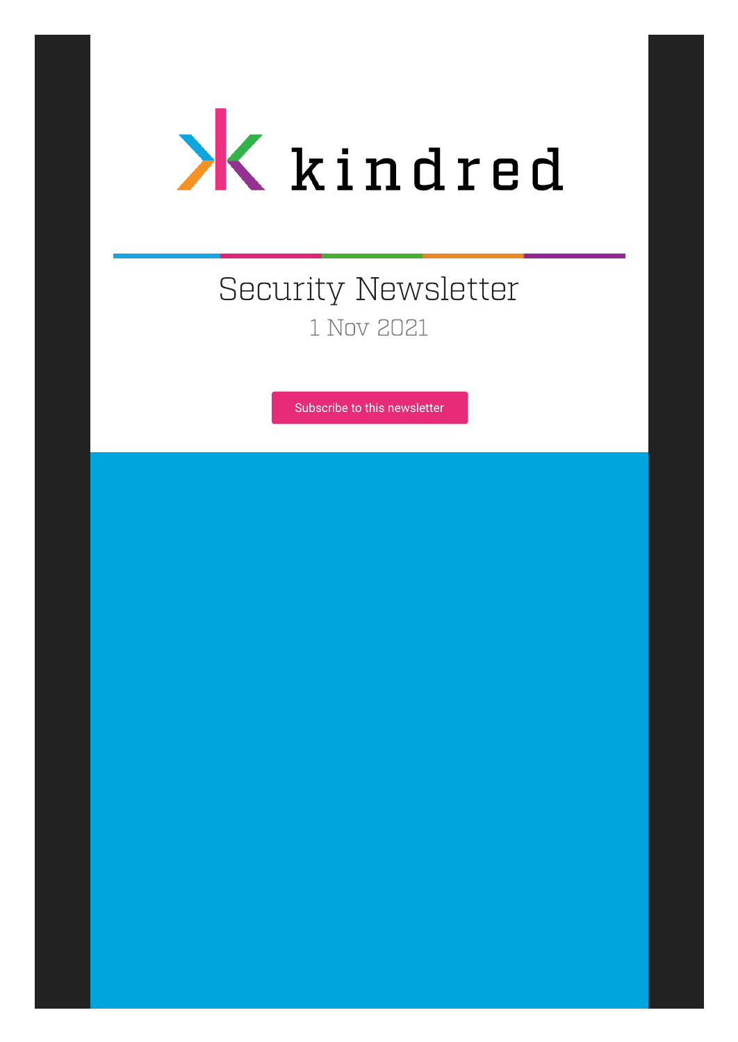kindred

# Security Newsletter

1 Nov 2021

Subscribe to this newsletter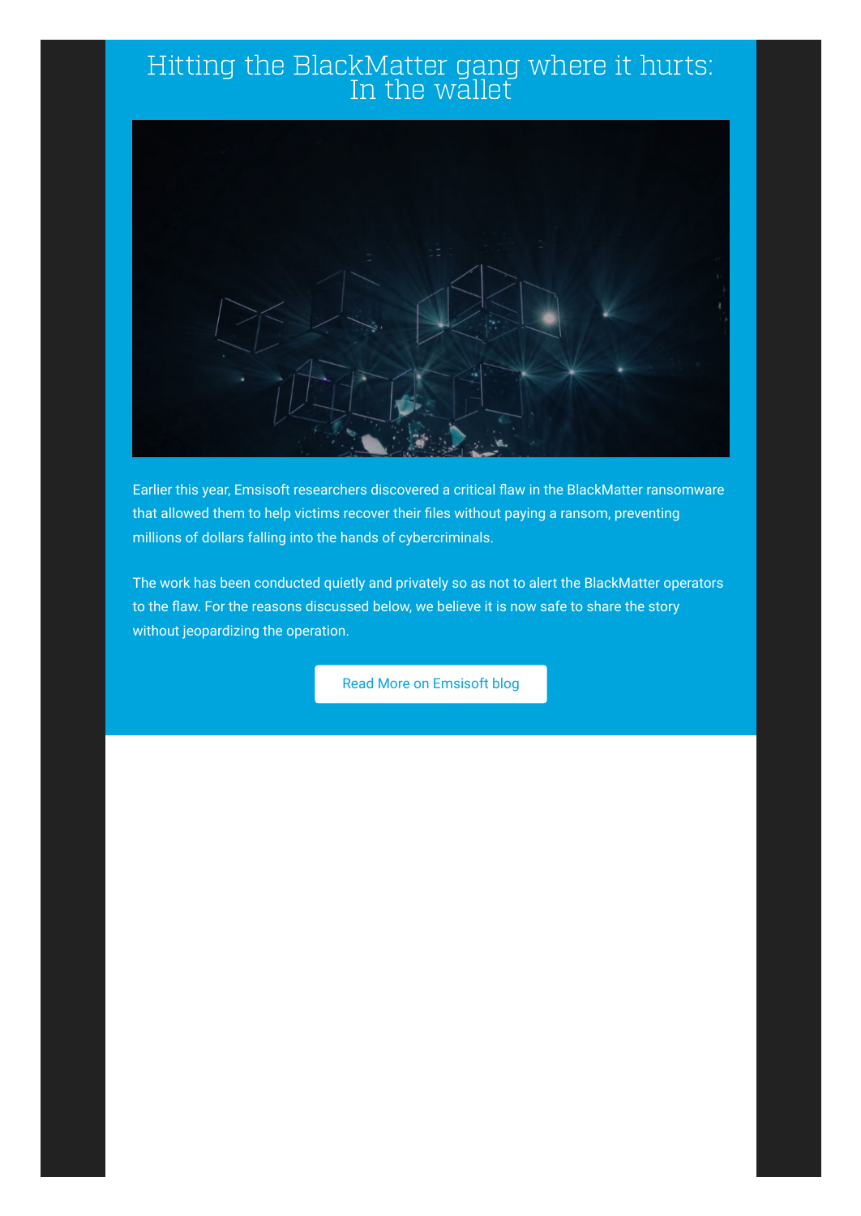# Hitting the BlackMatter gang where it hurts: In the wallet

Earlier this year, Emsisoft researchers discovered a critical flaw in the BlackMatter ransomware that allowed them to help victims recover their files without paying a ransom, preventing millions of dollars falling into the hands of cybercriminals.

The work has been conducted quietly and privately so as not to alert the BlackMatter operators to the flaw. For the reasons discussed below, we believe it is now safe to share the story without jeopardizing the operation.

Read More on Emsisoft blog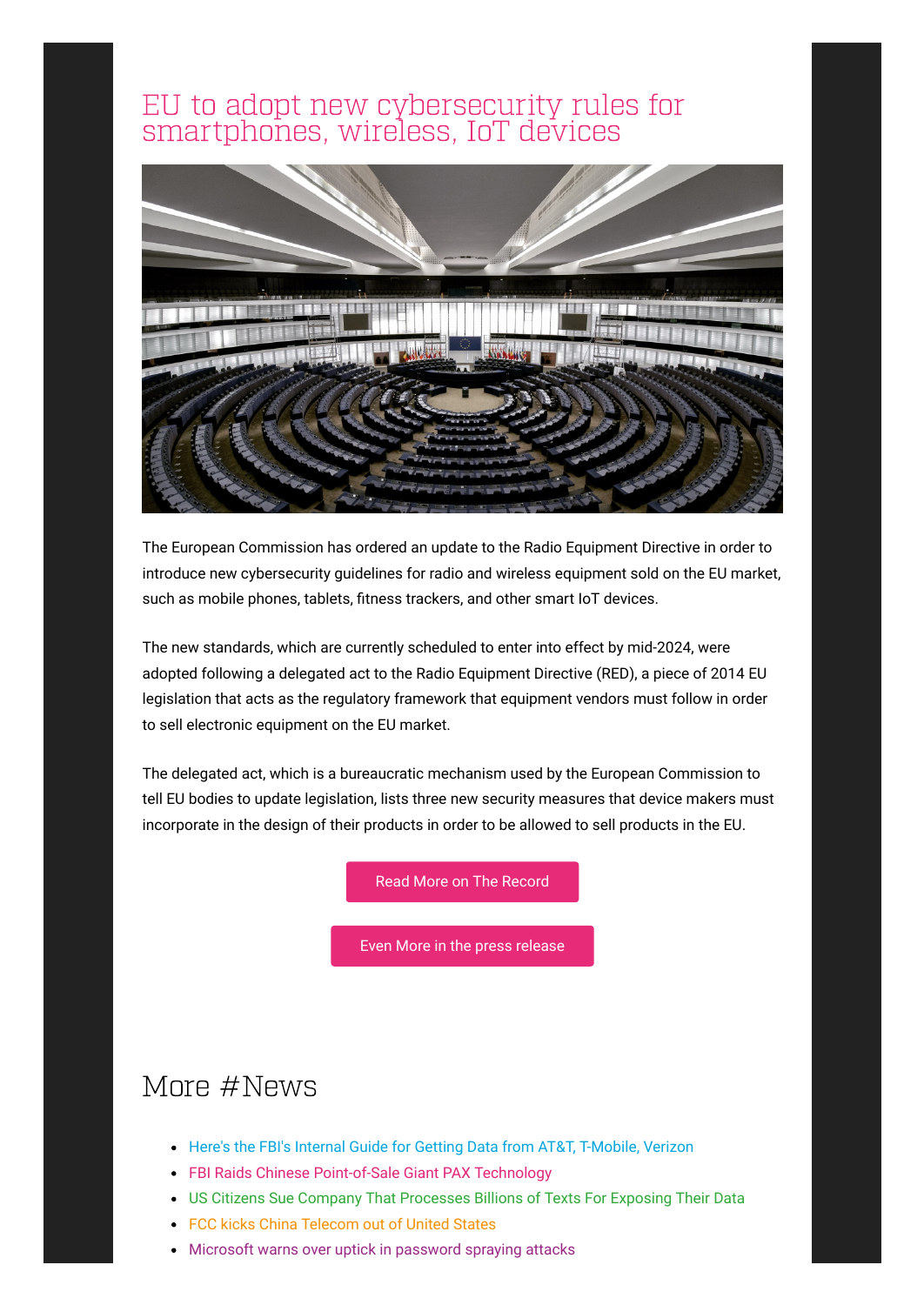# EU to adopt new cybersecurity rules for smartphones, wireless, IoT devices

The European Commission has ordered an update to the Radio Equipment Directive in order to introduce new cybersecurity guidelines for radio and wireless equipment sold on the EU market, such as mobile phones, tablets, fitness trackers, and other smart IoT devices.

The new standards, which are currently scheduled to enter into effect by mid-2024, were adopted following a delegated act to the Radio Equipment Directive (RED), a piece of 2014 EU legislation that acts as the regulatory framework that equipment vendors must follow in order to sell electronic equipment on the EU market.

The delegated act, which is a bureaucratic mechanism used by the European Commission to tell EU bodies to update legislation, lists three new security measures that device makers must incorporate in the design of their products in order to be allowed to sell products in the EU.

Read More on The Record

Even More in the press release

## More #News

- Here's the FBI's Internal Guide for Getting Data from AT&T, T-Mobile, Verizon
- FBI Raids Chinese Point-of-Sale Giant PAX Technology
- US Citizens Sue Company That Processes Billions of Texts For Exposing Their Data
- FCC kicks China Telecom out of United States
- Microsoft warns over uptick in password spraying attacks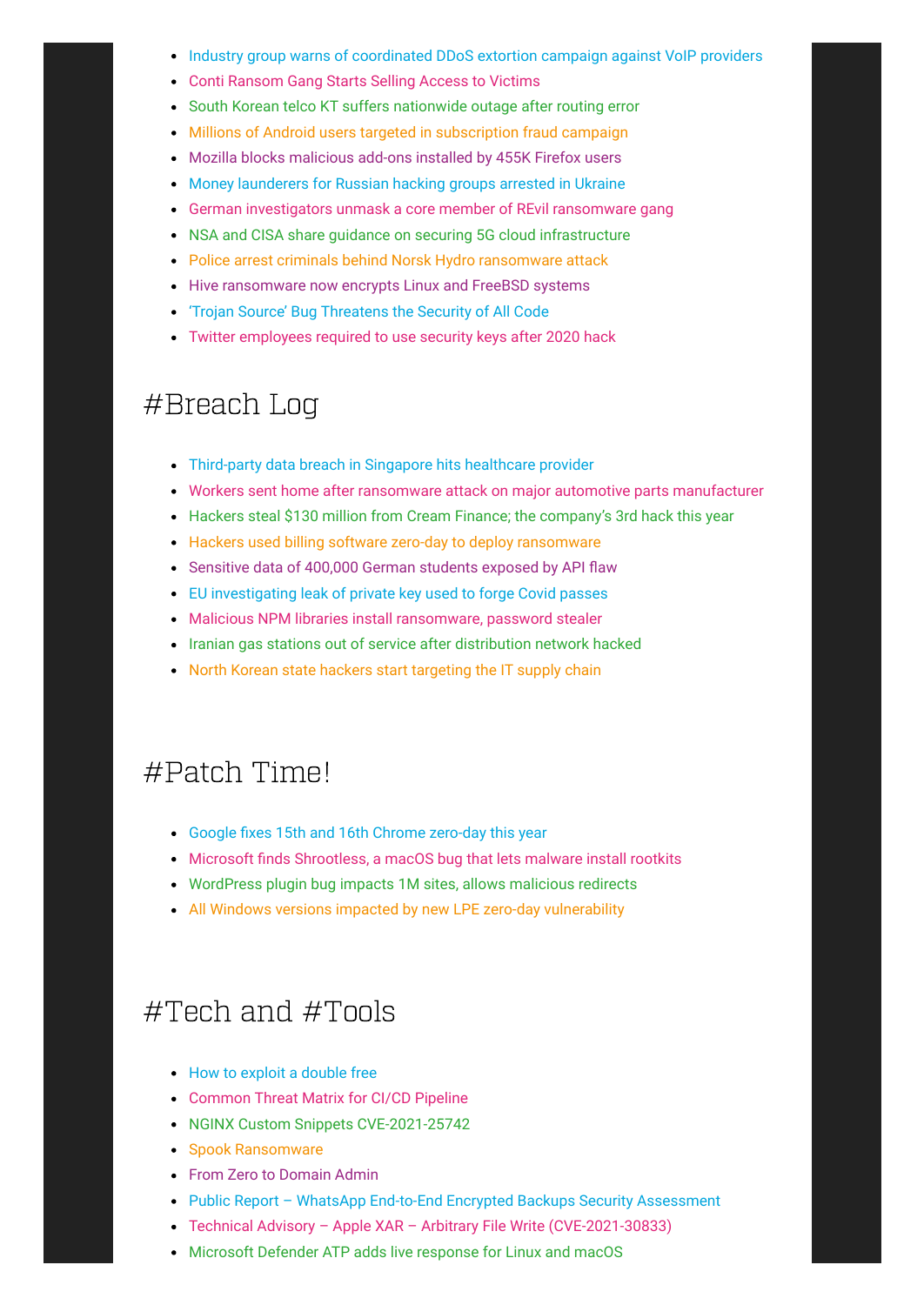- Industry group warns of coordinated DDoS extortion campaign against VoIP providers
- Conti Ransom Gang Starts Selling Access to Victims
- South Korean telco KT suffers nationwide outage after routing error
- Millions of Android users targeted in subscription fraud campaign
- Mozilla blocks malicious add-ons installed by 455K Firefox users
- Money launderers for Russian hacking groups arrested in Ukraine
- German investigators unmask a core member of REvil ransomware gang
- NSA and CISA share guidance on securing 5G cloud infrastructure
- Police arrest criminals behind Norsk Hydro ransomware attack
- Hive ransomware now encrypts Linux and FreeBSD systems
- 'Trojan Source' Bug Threatens the Security of All Code
- Twitter employees required to use security keys after 2020 hack

# #Breach Log

- Third-party data breach in Singapore hits healthcare provider
- Workers sent home after ransomware attack on major automotive parts manufacturer
- Hackers steal $130 million from Cream Finance; the company's 3rd hack this year
- Hackers used billing software zero-day to deploy ransomware
- Sensitive data of 400,000 German students exposed by API flaw
- EU investigating leak of private key used to forge Covid passes
- Malicious NPM libraries install ransomware, password stealer
- Iranian gas stations out of service after distribution network hacked
- North Korean state hackers start targeting the IT supply chain

# #Patch Time!

- Google fixes 15th and 16th Chrome zero-day this year
- Microsoft finds Shrootless, a macOS bug that lets malware install rootkits
- WordPress plugin bug impacts 1M sites, allows malicious redirects
- All Windows versions impacted by new LPE zero-day vulnerability

# #Tech and #Tools

- How to exploit a double free
- Common Threat Matrix for CI/CD Pipeline
- NGINX Custom Snippets CVE-2021-25742
- Spook Ransomware
- From Zero to Domain Admin
- Public Report – WhatsApp End-to-End Encrypted Backups Security Assessment
- Technical Advisory – Apple XAR – Arbitrary File Write (CVE-2021-30833)
- Microsoft Defender ATP adds live response for Linux and macOS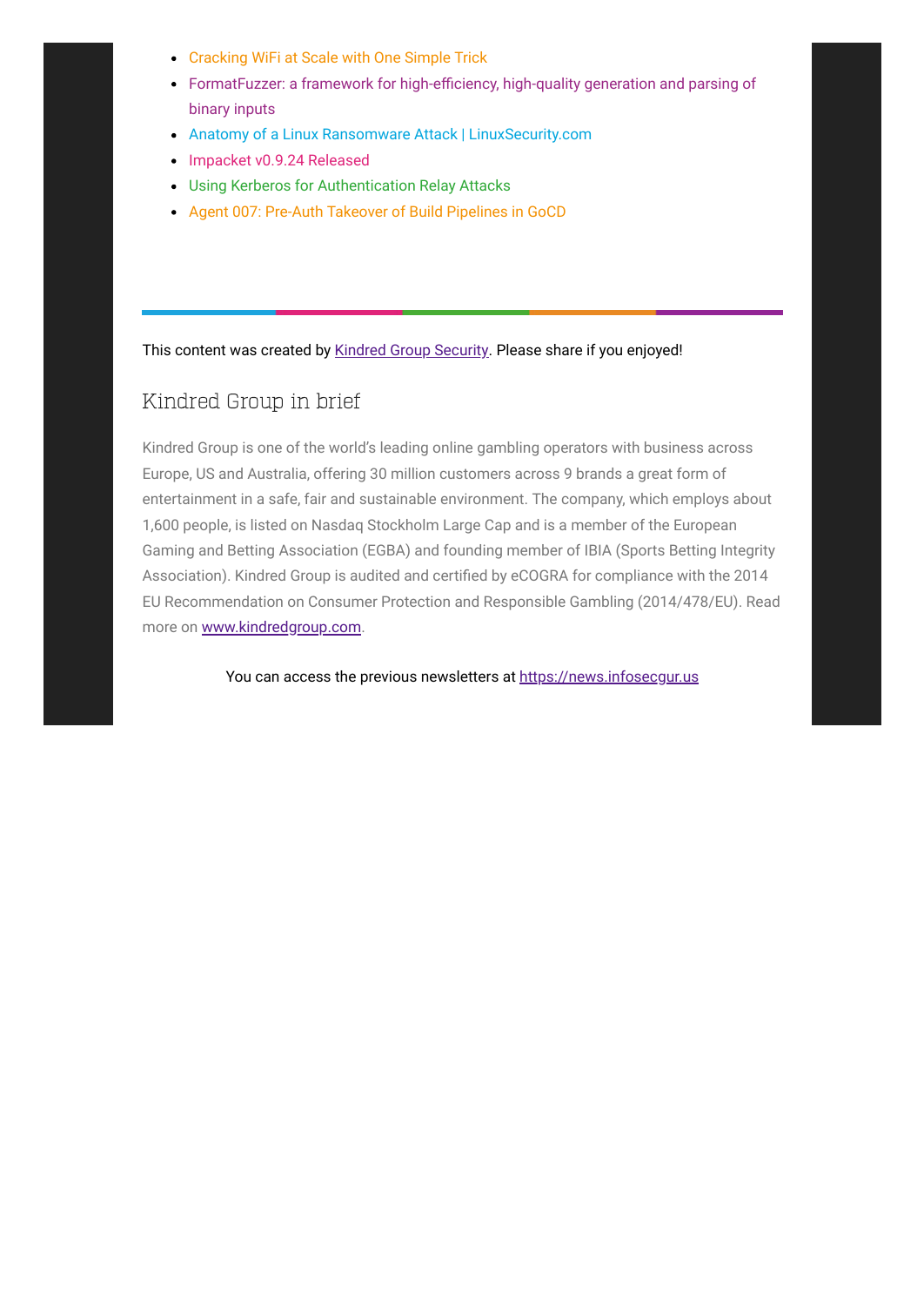- Cracking WiFi at Scale with One Simple Trick
- FormatFuzzer: a framework for high-efficiency, high-quality generation and parsing of binary inputs
- Anatomy of a Linux Ransomware Attack | LinuxSecurity.com
- Impacket v0.9.24 Released
- Using Kerberos for Authentication Relay Attacks
- Agent 007: Pre-Auth Takeover of Build Pipelines in GoCD

---

This content was created by Kindred Group Security. Please share if you enjoyed!

## Kindred Group in brief

Kindred Group is one of the world's leading online gambling operators with business across Europe, US and Australia, offering 30 million customers across 9 brands a great form of entertainment in a safe, fair and sustainable environment. The company, which employs about 1,600 people, is listed on Nasdaq Stockholm Large Cap and is a member of the European Gaming and Betting Association (EGBA) and founding member of IBIA (Sports Betting Integrity Association). Kindred Group is audited and certified by eCOGRA for compliance with the 2014 EU Recommendation on Consumer Protection and Responsible Gambling (2014/478/EU). Read more on www.kindredgroup.com.

You can access the previous newsletters at https://news.infosecgur.us